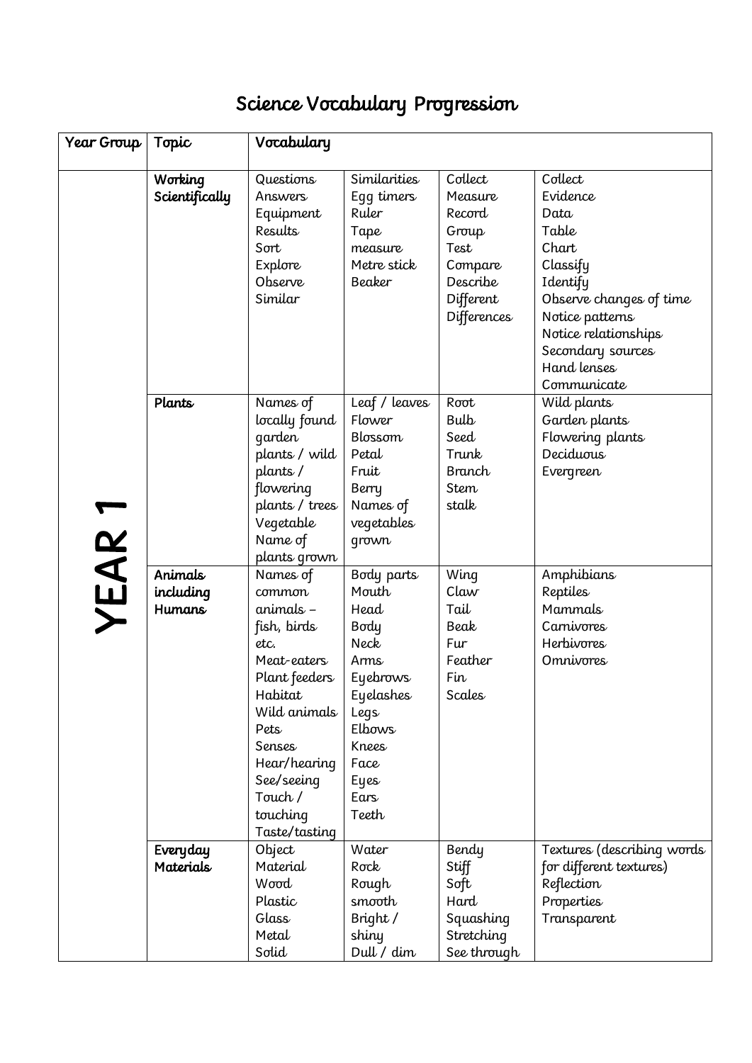# Science Vocabulary Progression

| Year Group | Topic | Vocabulary | | | |
|---|---|---|---|---|---|
| YEAR 1 | Working Scientifically | Questions<br>Answers<br>Equipment<br>Results<br>Sort<br>Explore<br>Observe<br>Similar | Similarities<br>Egg timers<br>Ruler<br>Tape measure<br>Metre stick<br>Beaker | Collect<br>Measure<br>Record<br>Group<br>Test<br>Compare<br>Describe<br>Different<br>Differences | Collect<br>Evidence<br>Data<br>Table<br>Chart<br>Classify<br>Identify<br>Observe changes of time<br>Notice patterns<br>Notice relationships<br>Secondary sources<br>Hand lenses<br>Communicate |
| | Plants | Names of locally found garden plants / wild plants / flowering plants / trees<br>Vegetable<br>Name of plants grown | Leaf / leaves<br>Flower<br>Blossom<br>Petal<br>Fruit<br>Berry<br>Names of vegetables grown | Root<br>Bulb<br>Seed<br>Trunk<br>Branch<br>Stem<br>stalk | Wild plants<br>Garden plants<br>Flowering plants<br>Deciduous<br>Evergreen |
| | Animals including Humans | Names of common animals – fish, birds etc.<br>Meat-eaters<br>Plant feeders<br>Habitat<br>Wild animals<br>Pets<br>Senses<br>Hear/hearing<br>See/seeing<br>Touch / touching<br>Taste/tasting | Body parts<br>Mouth<br>Head<br>Body<br>Neck<br>Arms<br>Eyebrows<br>Eyelashes<br>Legs<br>Elbows<br>Knees<br>Face<br>Eyes<br>Ears<br>Teeth | Wing<br>Claw<br>Tail<br>Beak<br>Fur<br>Feather<br>Fin<br>Scales | Amphibians<br>Reptiles<br>Mammals<br>Carnivores<br>Herbivores<br>Omnivores |
| | Everyday Materials | Object<br>Material<br>Wood<br>Plastic<br>Glass<br>Metal<br>Solid | Water<br>Rock<br>Rough<br>smooth<br>Bright / shiny<br>Dull / dim | Bendy<br>Stiff<br>Soft<br>Hard<br>Squashing<br>Stretching<br>See through | Textures (describing words for different textures)<br>Reflection<br>Properties<br>Transparent |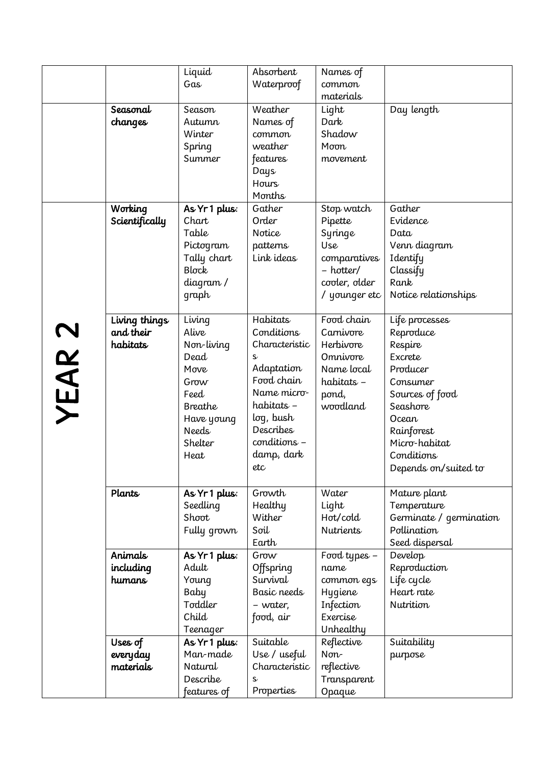| | | | | | |
|---|---|---|---|---|---|
| | | Liquid<br>Gas | Absorbent<br>Waterproof | Names of common materials | |
| | **Seasonal changes** | Season<br>Autumn<br>Winter<br>Spring<br>Summer | Weather<br>Names of common weather features<br>Days<br>Hours<br>Months | Light<br>Dark<br>Shadow<br>Moon movement | Day length |
| **YEAR 2** | **Working Scientifically** | **As Yr 1 plus:**<br>Chart<br>Table<br>Pictogram<br>Tally chart<br>Block diagram / graph | Gather<br>Order<br>Notice patterns<br>Link ideas | Stop watch<br>Pipette<br>Syringe<br>Use comparatives – hotter/ cooler, older / younger etc | Gather<br>Evidence<br>Data<br>Venn diagram<br>Identify<br>Classify<br>Rank<br>Notice relationships |
| | **Living things and their habitats** | Living<br>Alive<br>Non-living<br>Dead<br>Move<br>Grow<br>Feed<br>Breathe<br>Have young<br>Needs<br>Shelter<br>Heat | Habitats<br>Conditions<br>Characteristics<br>Adaptation<br>Food chain<br>Name micro-habitats – log, bush<br>Describes conditions – damp, dark etc | Food chain<br>Carnivore<br>Herbivore<br>Omnivore<br>Name local habitats – pond, woodland | Life processes<br>Reproduce<br>Respire<br>Excrete<br>Producer<br>Consumer<br>Sources of food<br>Seashore<br>Ocean<br>Rainforest<br>Micro-habitat<br>Conditions<br>Depends on/suited to |
| | **Plants** | **As Yr 1 plus:**<br>Seedling<br>Shoot<br>Fully grown | Growth<br>Healthy<br>Wither<br>Soil<br>Earth | Water<br>Light<br>Hot/cold<br>Nutrients | Mature plant<br>Temperature<br>Germinate / germination<br>Pollination<br>Seed dispersal |
| | **Animals including humans** | **As Yr 1 plus:**<br>Adult<br>Young<br>Baby<br>Toddler<br>Child<br>Teenager | Grow<br>Offspring<br>Survival<br>Basic needs – water, food, air | Food types – name common egs<br>Hygiene<br>Infection<br>Exercise<br>Unhealthy | Develop<br>Reproduction<br>Life cycle<br>Heart rate<br>Nutrition |
| | **Uses of everyday materials** | **As Yr 1 plus:**<br>Man-made<br>Natural<br>Describe features of | Suitable<br>Use / useful<br>Characteristics<br>Properties | Reflective<br>Non-reflective<br>Transparent<br>Opaque | Suitability<br>purpose |